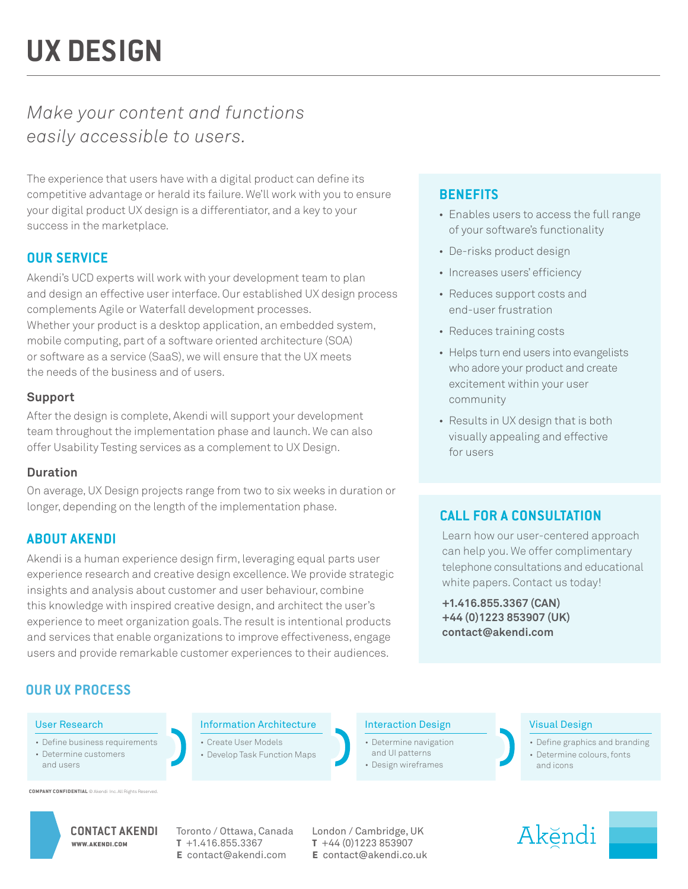# UX DESIGN

*Make your content and functions easily accessible to users.*

The experience that users have with a digital product can define its competitive advantage or herald its failure. We'll work with you to ensure your digital product UX design is a differentiator, and a key to your success in the marketplace.

## OUR SERVICE

Akendi's UCD experts will work with your development team to plan and design an effective user interface. Our established UX design process complements Agile or Waterfall development processes. Whether your product is a desktop application, an embedded system, mobile computing, part of a software oriented architecture (SOA) or software as a service (SaaS), we will ensure that the UX meets the needs of the business and of users.

### Support

After the design is complete, Akendi will support your development team throughout the implementation phase and launch. We can also offer Usability Testing services as a complement to UX Design.

### Duration

On average, UX Design projects range from two to six weeks in duration or longer, depending on the length of the implementation phase.

## ABOUT AKENDI

Akendi is a human experience design firm, leveraging equal parts user experience research and creative design excellence. We provide strategic insights and analysis about customer and user behaviour, combine this knowledge with inspired creative design, and architect the user's experience to meet organization goals. The result is intentional products and services that enable organizations to improve effectiveness, engage users and provide remarkable customer experiences to their audiences.

## BENEFITS

- Enables users to access the full range of your software's functionality
- De-risks product design
- Increases users' efficiency
- Reduces support costs and end-user frustration
- Reduces training costs
- Helps turn end users into evangelists who adore your product and create excitement within your user community
- Results in UX design that is both visually appealing and effective for users

## CALL FOR A CONSULTATION

Learn how our user-centered approach can help you. We offer complimentary telephone consultations and educational white papers. Contact us today!

**+1.416.855.3367 (CAN)**
**+44 (0)1223 853907 (UK)**
**contact@akendi.com**

## OUR UX PROCESS

### User Research

- Define business requirements
- Determine customers and users

### Information Architecture

- Create User Models
- Develop Task Function Maps

### Interaction Design

- Determine navigation and UI patterns
- Design wireframes

### Visual Design

- Define graphics and branding
- Determine colours, fonts and icons

**COMPANY CONFIDENTIAL** © Akendi Inc. All Rights Reserved.

**CONTACT AKENDI**
**WWW.AKENDI.COM**

Toronto / Ottawa, Canada
**T** +1.416.855.3367
**E** contact@akendi.com

London / Cambridge, UK
**T** +44 (0)1223 853907
**E** contact@akendi.co.uk

Akĕndi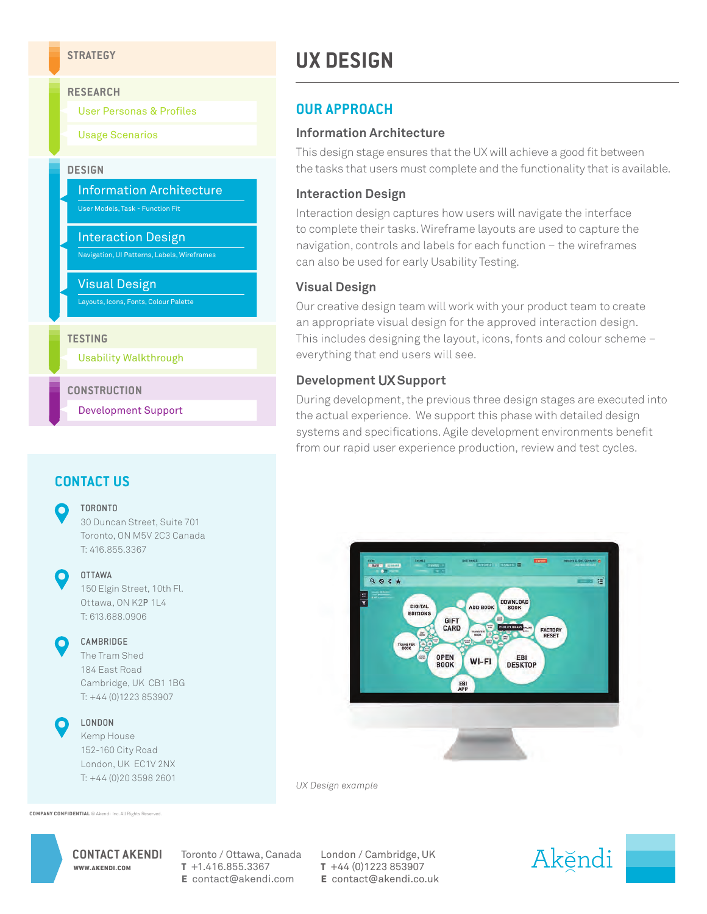**STRATEGY**

**RESEARCH**
- User Personas & Profiles
- Usage Scenarios

**DESIGN**
- Information Architecture
  User Models, Task - Function Fit
- Interaction Design
  Navigation, UI Patterns, Labels, Wireframes
- Visual Design
  Layouts, Icons, Fonts, Colour Palette

**TESTING**
- Usability Walkthrough

**CONSTRUCTION**
- Development Support

# UX DESIGN

## OUR APPROACH

### Information Architecture

This design stage ensures that the UX will achieve a good fit between the tasks that users must complete and the functionality that is available.

### Interaction Design

Interaction design captures how users will navigate the interface to complete their tasks. Wireframe layouts are used to capture the navigation, controls and labels for each function – the wireframes can also be used for early Usability Testing.

### Visual Design

Our creative design team will work with your product team to create an appropriate visual design for the approved interaction design. This includes designing the layout, icons, fonts and colour scheme – everything that end users will see.

### Development UX Support

During development, the previous three design stages are executed into the actual experience. We support this phase with detailed design systems and specifications. Agile development environments benefit from our rapid user experience production, review and test cycles.

*UX Design example*

## CONTACT US

**TORONTO**
30 Duncan Street, Suite 701
Toronto, ON M5V 2C3 Canada
T: 416.855.3367

**OTTAWA**
150 Elgin Street, 10th Fl.
Ottawa, ON K2P 1L4
T: 613.688.0906

**CAMBRIDGE**
The Tram Shed
184 East Road
Cambridge, UK CB1 1BG
T: +44 (0)1223 853907

**LONDON**
Kemp House
152-160 City Road
London, UK EC1V 2NX
T: +44 (0)20 3598 2601

**COMPANY CONFIDENTIAL** © Akendi Inc. All Rights Reserved.

**CONTACT AKENDI**
**WWW.AKENDI.COM**

Toronto / Ottawa, Canada
**T** +1.416.855.3367
**E** contact@akendi.com

London / Cambridge, UK
**T** +44 (0)1223 853907
**E** contact@akendi.co.uk

Akĕndi